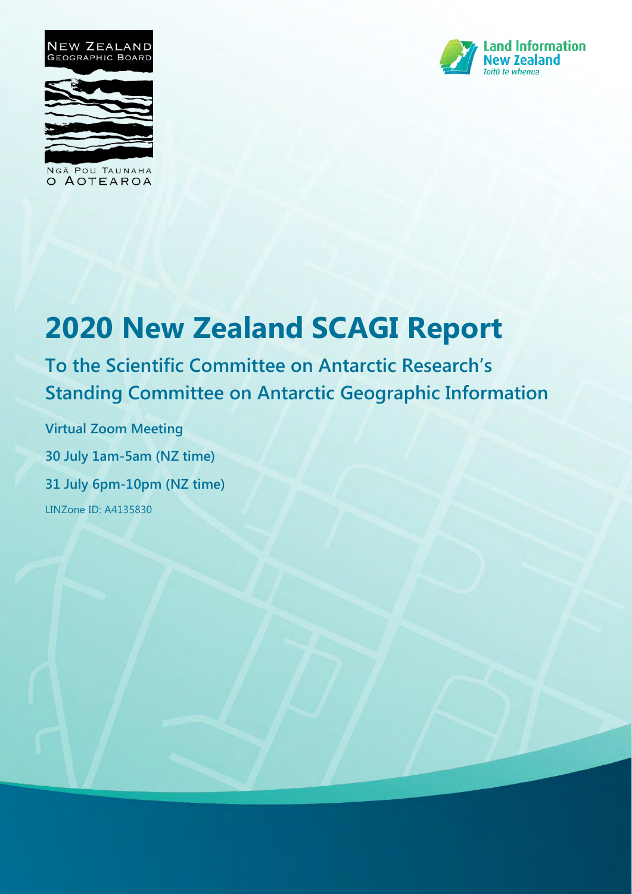NEW ZEALAND GEOGRAPHIC BOARD

NGĀ POU TAUNAHA O AOTEAROA

Land Information New Zealand

Toitū te whenua

# 2020 New Zealand SCAGI Report

## To the Scientific Committee on Antarctic Research's Standing Committee on Antarctic Geographic Information

**Virtual Zoom Meeting**

**30 July 1am-5am (NZ time)**

**31 July 6pm-10pm (NZ time)**

LINZone ID: A4135830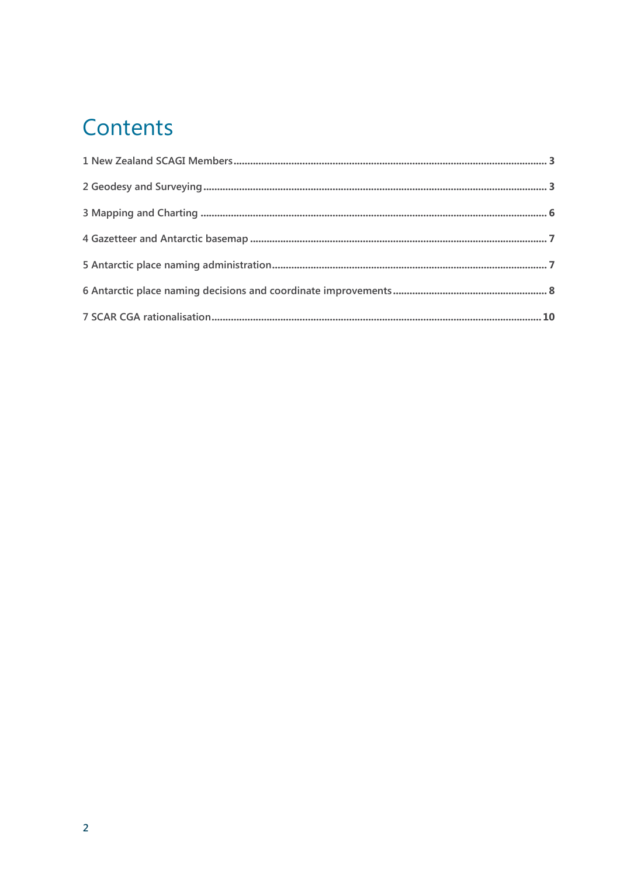# Contents

1 New Zealand SCAGI Members ........................................................................................................................ 3

2 Geodesy and Surveying ................................................................................................................................ 3

3 Mapping and Charting .................................................................................................................................. 6

4 Gazetteer and Antarctic basemap ............................................................................................................... 7

5 Antarctic place naming administration ....................................................................................................... 7

6 Antarctic place naming decisions and coordinate improvements ............................................................ 8

7 SCAR CGA rationalisation ........................................................................................................................... 10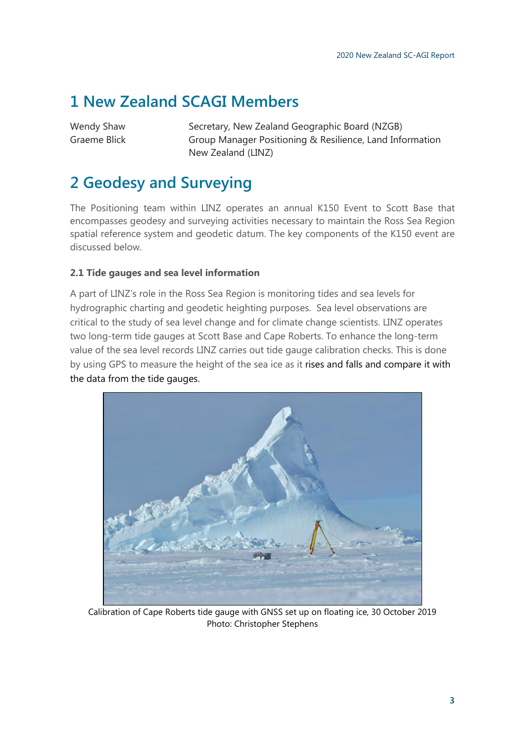# 1 New Zealand SCAGI Members

| | |
|---|---|
| Wendy Shaw | Secretary, New Zealand Geographic Board (NZGB) |
| Graeme Blick | Group Manager Positioning & Resilience, Land Information New Zealand (LINZ) |

# 2 Geodesy and Surveying

The Positioning team within LINZ operates an annual K150 Event to Scott Base that encompasses geodesy and surveying activities necessary to maintain the Ross Sea Region spatial reference system and geodetic datum. The key components of the K150 event are discussed below.

### 2.1 Tide gauges and sea level information

A part of LINZ's role in the Ross Sea Region is monitoring tides and sea levels for hydrographic charting and geodetic heighting purposes. Sea level observations are critical to the study of sea level change and for climate change scientists. LINZ operates two long-term tide gauges at Scott Base and Cape Roberts. To enhance the long-term value of the sea level records LINZ carries out tide gauge calibration checks. This is done by using GPS to measure the height of the sea ice as it rises and falls and compare it with the data from the tide gauges.

Calibration of Cape Roberts tide gauge with GNSS set up on floating ice, 30 October 2019
Photo: Christopher Stephens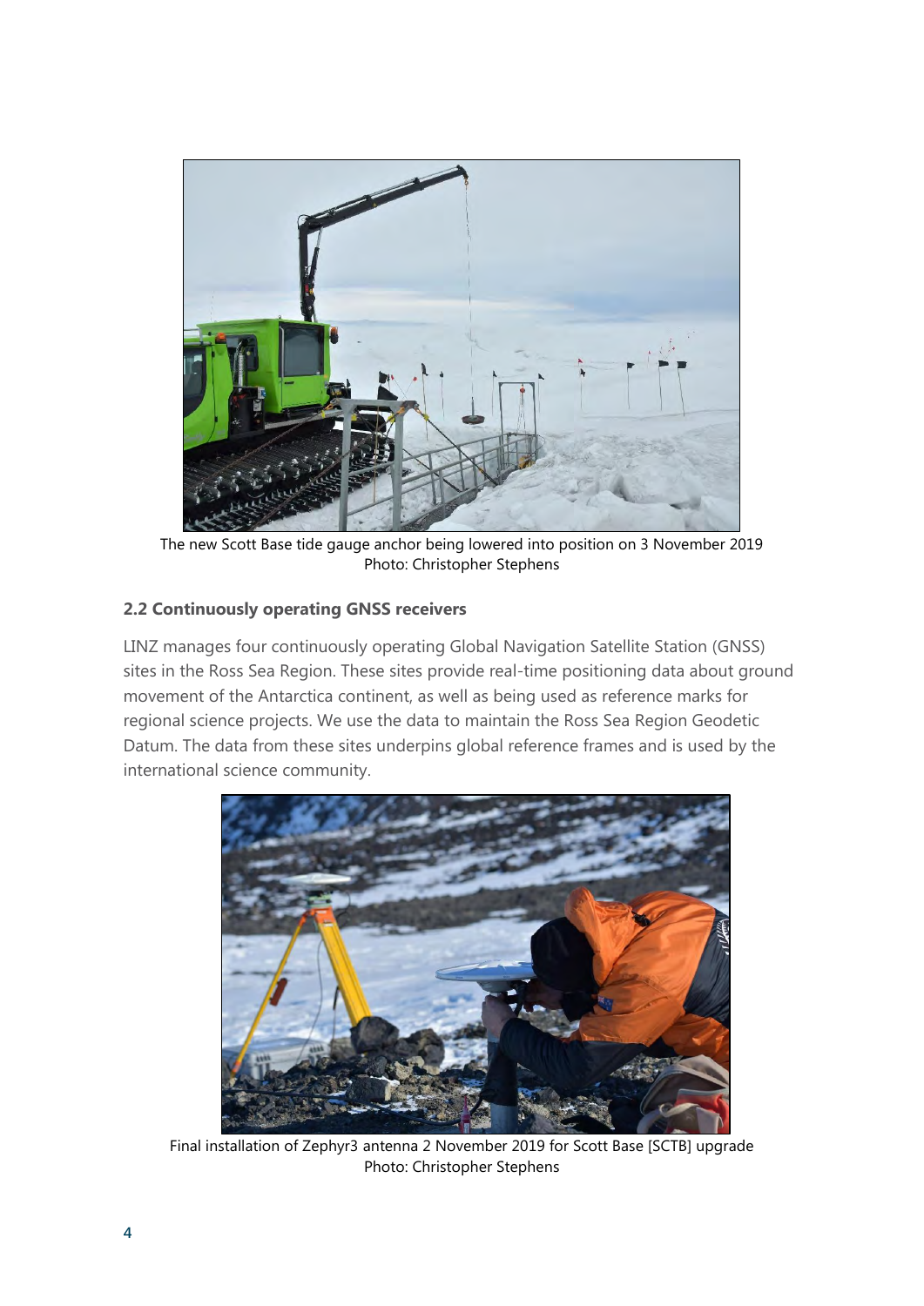The new Scott Base tide gauge anchor being lowered into position on 3 November 2019
Photo: Christopher Stephens

### 2.2 Continuously operating GNSS receivers

LINZ manages four continuously operating Global Navigation Satellite Station (GNSS) sites in the Ross Sea Region. These sites provide real-time positioning data about ground movement of the Antarctica continent, as well as being used as reference marks for regional science projects. We use the data to maintain the Ross Sea Region Geodetic Datum. The data from these sites underpins global reference frames and is used by the international science community.

Final installation of Zephyr3 antenna 2 November 2019 for Scott Base [SCTB] upgrade
Photo: Christopher Stephens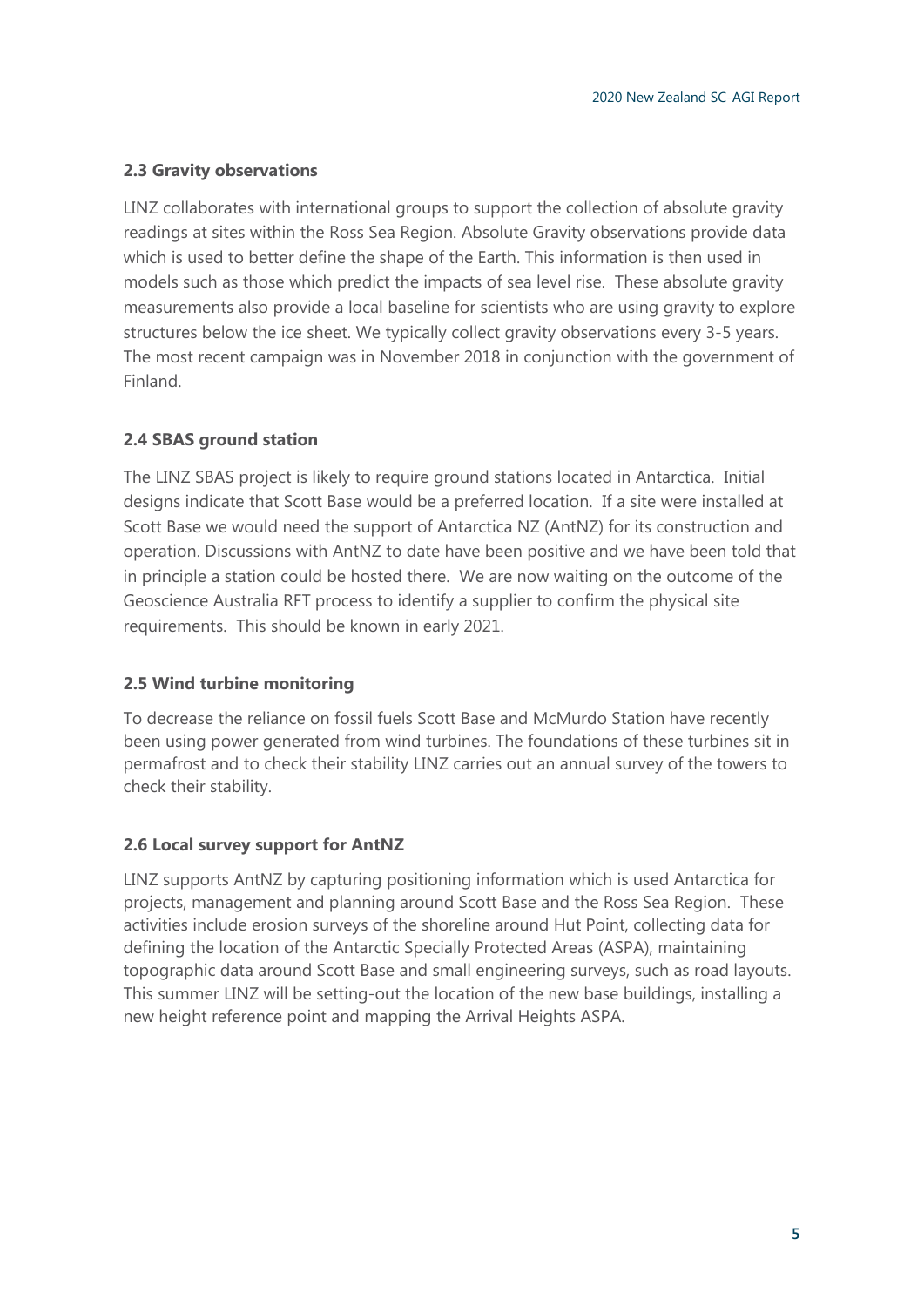### 2.3 Gravity observations

LINZ collaborates with international groups to support the collection of absolute gravity readings at sites within the Ross Sea Region. Absolute Gravity observations provide data which is used to better define the shape of the Earth. This information is then used in models such as those which predict the impacts of sea level rise. These absolute gravity measurements also provide a local baseline for scientists who are using gravity to explore structures below the ice sheet. We typically collect gravity observations every 3-5 years. The most recent campaign was in November 2018 in conjunction with the government of Finland.

### 2.4 SBAS ground station

The LINZ SBAS project is likely to require ground stations located in Antarctica. Initial designs indicate that Scott Base would be a preferred location. If a site were installed at Scott Base we would need the support of Antarctica NZ (AntNZ) for its construction and operation. Discussions with AntNZ to date have been positive and we have been told that in principle a station could be hosted there. We are now waiting on the outcome of the Geoscience Australia RFT process to identify a supplier to confirm the physical site requirements. This should be known in early 2021.

### 2.5 Wind turbine monitoring

To decrease the reliance on fossil fuels Scott Base and McMurdo Station have recently been using power generated from wind turbines. The foundations of these turbines sit in permafrost and to check their stability LINZ carries out an annual survey of the towers to check their stability.

### 2.6 Local survey support for AntNZ

LINZ supports AntNZ by capturing positioning information which is used Antarctica for projects, management and planning around Scott Base and the Ross Sea Region. These activities include erosion surveys of the shoreline around Hut Point, collecting data for defining the location of the Antarctic Specially Protected Areas (ASPA), maintaining topographic data around Scott Base and small engineering surveys, such as road layouts. This summer LINZ will be setting-out the location of the new base buildings, installing a new height reference point and mapping the Arrival Heights ASPA.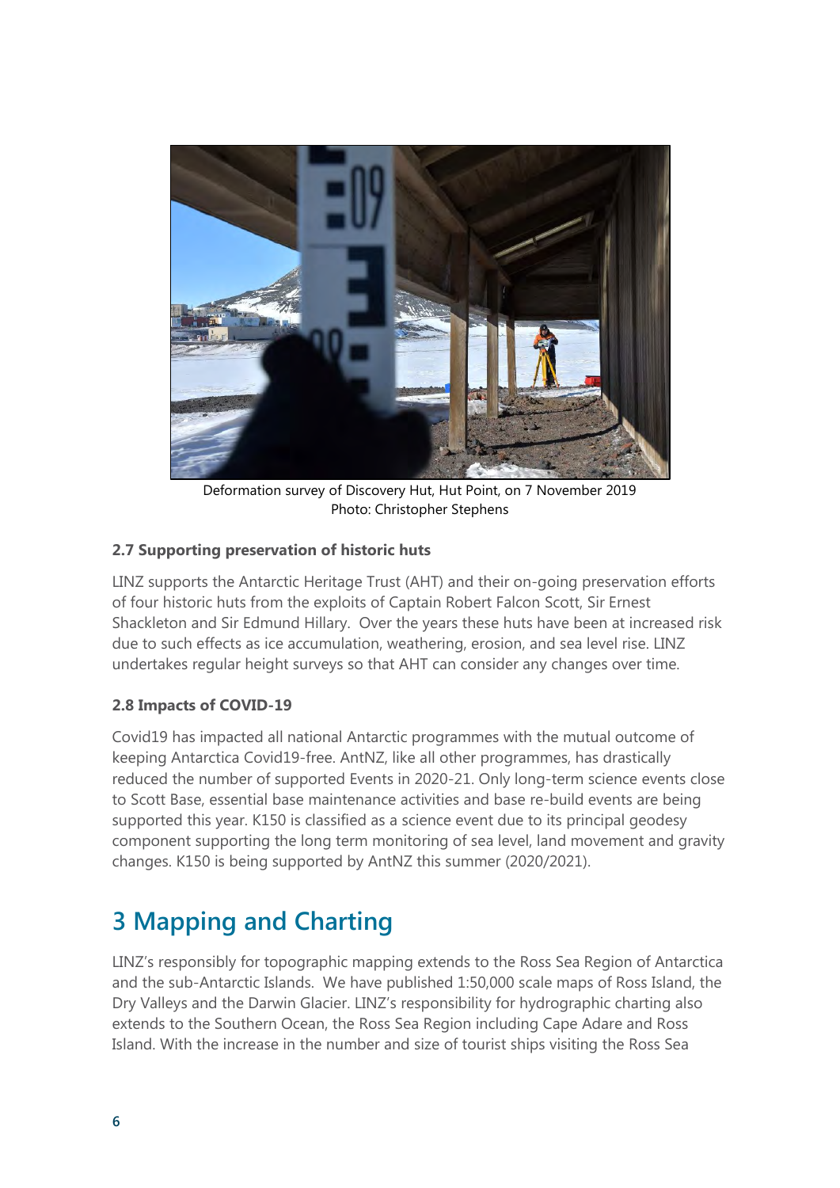Deformation survey of Discovery Hut, Hut Point, on 7 November 2019
Photo: Christopher Stephens

### 2.7 Supporting preservation of historic huts

LINZ supports the Antarctic Heritage Trust (AHT) and their on-going preservation efforts of four historic huts from the exploits of Captain Robert Falcon Scott, Sir Ernest Shackleton and Sir Edmund Hillary. Over the years these huts have been at increased risk due to such effects as ice accumulation, weathering, erosion, and sea level rise. LINZ undertakes regular height surveys so that AHT can consider any changes over time.

### 2.8 Impacts of COVID-19

Covid19 has impacted all national Antarctic programmes with the mutual outcome of keeping Antarctica Covid19-free. AntNZ, like all other programmes, has drastically reduced the number of supported Events in 2020-21. Only long-term science events close to Scott Base, essential base maintenance activities and base re-build events are being supported this year. K150 is classified as a science event due to its principal geodesy component supporting the long term monitoring of sea level, land movement and gravity changes. K150 is being supported by AntNZ this summer (2020/2021).

# 3 Mapping and Charting

LINZ's responsibly for topographic mapping extends to the Ross Sea Region of Antarctica and the sub-Antarctic Islands. We have published 1:50,000 scale maps of Ross Island, the Dry Valleys and the Darwin Glacier. LINZ's responsibility for hydrographic charting also extends to the Southern Ocean, the Ross Sea Region including Cape Adare and Ross Island. With the increase in the number and size of tourist ships visiting the Ross Sea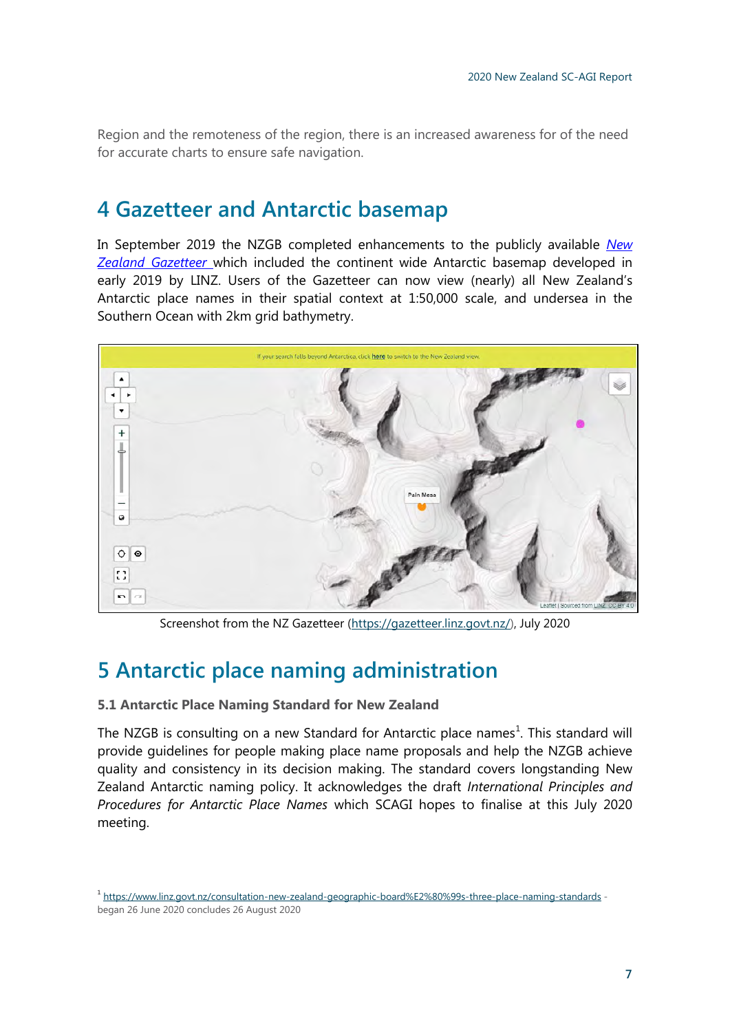Region and the remoteness of the region, there is an increased awareness for of the need for accurate charts to ensure safe navigation.

# 4 Gazetteer and Antarctic basemap

In September 2019 the NZGB completed enhancements to the publicly available *New Zealand Gazetteer* which included the continent wide Antarctic basemap developed in early 2019 by LINZ. Users of the Gazetteer can now view (nearly) all New Zealand's Antarctic place names in their spatial context at 1:50,000 scale, and undersea in the Southern Ocean with 2km grid bathymetry.

Screenshot from the NZ Gazetteer (https://gazetteer.linz.govt.nz/), July 2020

# 5 Antarctic place naming administration

### 5.1 Antarctic Place Naming Standard for New Zealand

The NZGB is consulting on a new Standard for Antarctic place names[1]. This standard will provide guidelines for people making place name proposals and help the NZGB achieve quality and consistency in its decision making. The standard covers longstanding New Zealand Antarctic naming policy. It acknowledges the draft *International Principles and Procedures for Antarctic Place Names* which SCAGI hopes to finalise at this July 2020 meeting.

[1] https://www.linz.govt.nz/consultation-new-zealand-geographic-board%E2%80%99s-three-place-naming-standards - began 26 June 2020 concludes 26 August 2020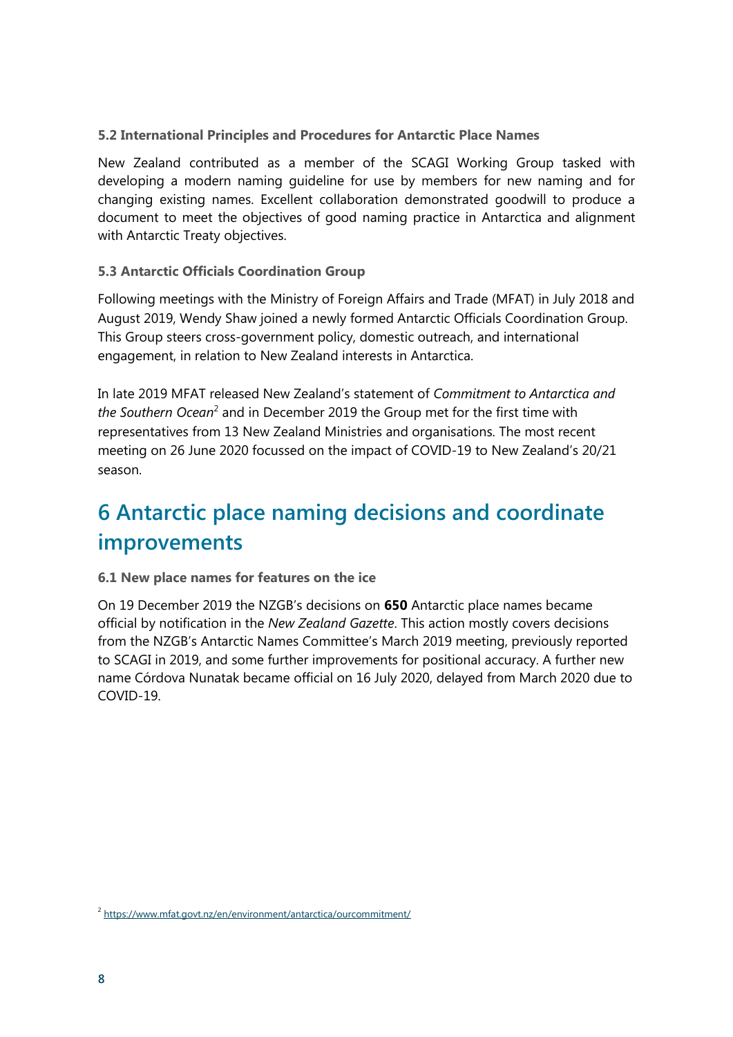### 5.2 International Principles and Procedures for Antarctic Place Names

New Zealand contributed as a member of the SCAGI Working Group tasked with developing a modern naming guideline for use by members for new naming and for changing existing names. Excellent collaboration demonstrated goodwill to produce a document to meet the objectives of good naming practice in Antarctica and alignment with Antarctic Treaty objectives.

### 5.3 Antarctic Officials Coordination Group

Following meetings with the Ministry of Foreign Affairs and Trade (MFAT) in July 2018 and August 2019, Wendy Shaw joined a newly formed Antarctic Officials Coordination Group. This Group steers cross-government policy, domestic outreach, and international engagement, in relation to New Zealand interests in Antarctica.

In late 2019 MFAT released New Zealand's statement of *Commitment to Antarctica and the Southern Ocean*[2] and in December 2019 the Group met for the first time with representatives from 13 New Zealand Ministries and organisations. The most recent meeting on 26 June 2020 focussed on the impact of COVID-19 to New Zealand's 20/21 season.

# 6 Antarctic place naming decisions and coordinate improvements

### 6.1 New place names for features on the ice

On 19 December 2019 the NZGB's decisions on **650** Antarctic place names became official by notification in the *New Zealand Gazette*. This action mostly covers decisions from the NZGB's Antarctic Names Committee's March 2019 meeting, previously reported to SCAGI in 2019, and some further improvements for positional accuracy. A further new name Córdova Nunatak became official on 16 July 2020, delayed from March 2020 due to COVID-19.

[2] https://www.mfat.govt.nz/en/environment/antarctica/ourcommitment/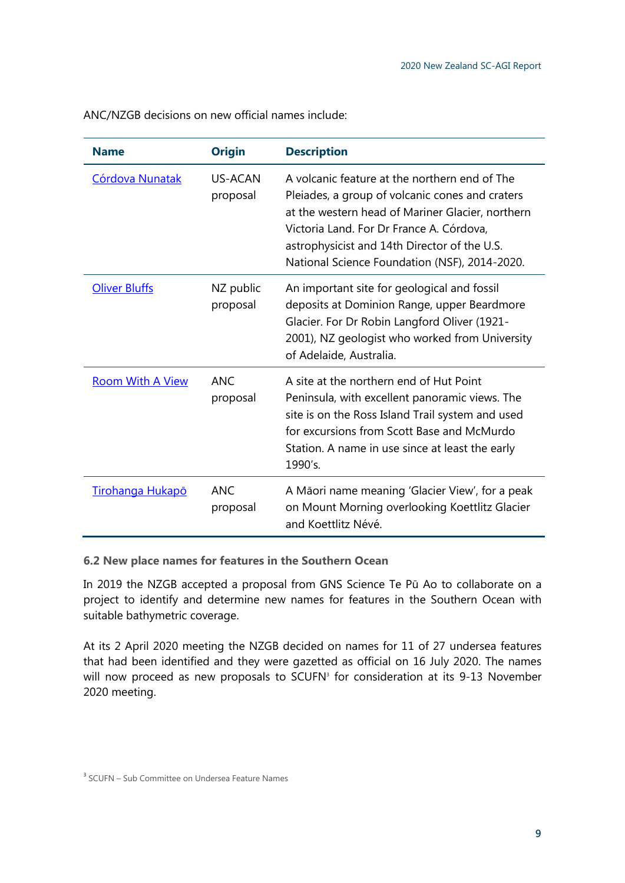ANC/NZGB decisions on new official names include:

| Name | Origin | Description |
|---|---|---|
| Córdova Nunatak | US-ACAN proposal | A volcanic feature at the northern end of The Pleiades, a group of volcanic cones and craters at the western head of Mariner Glacier, northern Victoria Land. For Dr France A. Córdova, astrophysicist and 14th Director of the U.S. National Science Foundation (NSF), 2014-2020. |
| Oliver Bluffs | NZ public proposal | An important site for geological and fossil deposits at Dominion Range, upper Beardmore Glacier. For Dr Robin Langford Oliver (1921-2001), NZ geologist who worked from University of Adelaide, Australia. |
| Room With A View | ANC proposal | A site at the northern end of Hut Point Peninsula, with excellent panoramic views. The site is on the Ross Island Trail system and used for excursions from Scott Base and McMurdo Station. A name in use since at least the early 1990's. |
| Tirohanga Hukapō | ANC proposal | A Māori name meaning 'Glacier View', for a peak on Mount Morning overlooking Koettlitz Glacier and Koettlitz Névé. |

### 6.2 New place names for features in the Southern Ocean

In 2019 the NZGB accepted a proposal from GNS Science Te Pū Ao to collaborate on a project to identify and determine new names for features in the Southern Ocean with suitable bathymetric coverage.

At its 2 April 2020 meeting the NZGB decided on names for 11 of 27 undersea features that had been identified and they were gazetted as official on 16 July 2020. The names will now proceed as new proposals to SCUFN[3] for consideration at its 9-13 November 2020 meeting.

[3] SCUFN – Sub Committee on Undersea Feature Names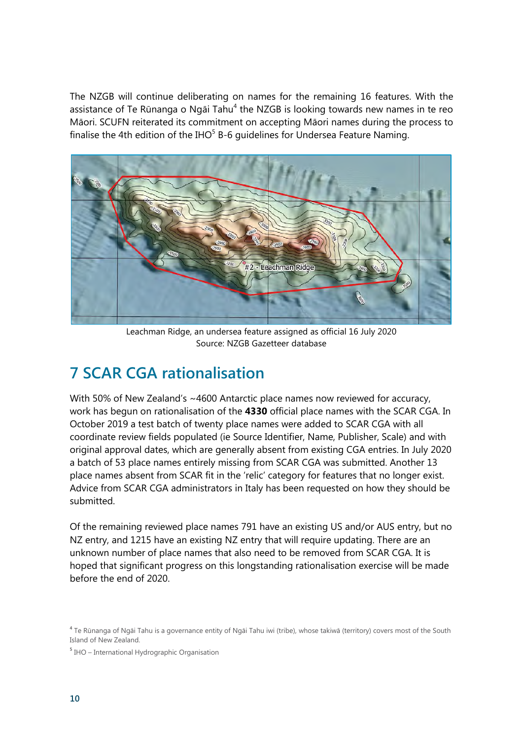The NZGB will continue deliberating on names for the remaining 16 features. With the assistance of Te Rūnanga o Ngāi Tahu[4] the NZGB is looking towards new names in te reo Māori. SCUFN reiterated its commitment on accepting Māori names during the process to finalise the 4th edition of the IHO[5] B-6 guidelines for Undersea Feature Naming.

#2 - Leachman Ridge

Leachman Ridge, an undersea feature assigned as official 16 July 2020
Source: NZGB Gazetteer database

# 7 SCAR CGA rationalisation

With 50% of New Zealand's ~4600 Antarctic place names now reviewed for accuracy, work has begun on rationalisation of the **4330** official place names with the SCAR CGA. In October 2019 a test batch of twenty place names were added to SCAR CGA with all coordinate review fields populated (ie Source Identifier, Name, Publisher, Scale) and with original approval dates, which are generally absent from existing CGA entries. In July 2020 a batch of 53 place names entirely missing from SCAR CGA was submitted. Another 13 place names absent from SCAR fit in the 'relic' category for features that no longer exist. Advice from SCAR CGA administrators in Italy has been requested on how they should be submitted.

Of the remaining reviewed place names 791 have an existing US and/or AUS entry, but no NZ entry, and 1215 have an existing NZ entry that will require updating. There are an unknown number of place names that also need to be removed from SCAR CGA. It is hoped that significant progress on this longstanding rationalisation exercise will be made before the end of 2020.

[4] Te Rūnanga of Ngāi Tahu is a governance entity of Ngāi Tahu iwi (tribe), whose takiwā (territory) covers most of the South Island of New Zealand.

[5] IHO – International Hydrographic Organisation